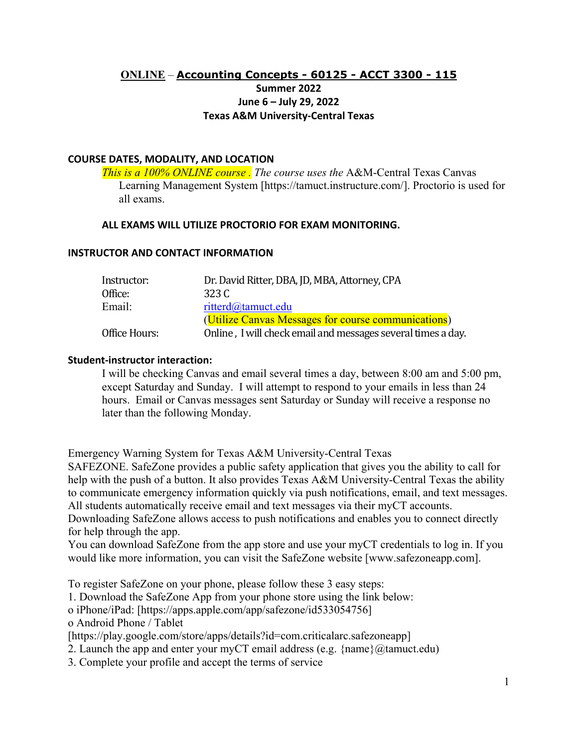# ONLINE – Accounting Concepts - 60125 - ACCT 3300 - 115

**Summer 2022**
**June 6 – July 29, 2022**
**Texas A&M University-Central Texas**

## COURSE DATES, MODALITY, AND LOCATION

*This is a 100% ONLINE course .* *The course uses the* A&M-Central Texas Canvas Learning Management System [https://tamuct.instructure.com/]. Proctorio is used for all exams.

**ALL EXAMS WILL UTILIZE PROCTORIO FOR EXAM MONITORING.**

## INSTRUCTOR AND CONTACT INFORMATION

| | |
|---|---|
| Instructor: | Dr. David Ritter, DBA, JD, MBA, Attorney, CPA |
| Office: | 323 C |
| Email: | ritterd@tamuct.edu |
| | (Utilize Canvas Messages for course communications) |
| Office Hours: | Online , I will check email and messages several times a day. |

### Student-instructor interaction:

I will be checking Canvas and email several times a day, between 8:00 am and 5:00 pm, except Saturday and Sunday. I will attempt to respond to your emails in less than 24 hours. Email or Canvas messages sent Saturday or Sunday will receive a response no later than the following Monday.

Emergency Warning System for Texas A&M University-Central Texas

SAFEZONE. SafeZone provides a public safety application that gives you the ability to call for help with the push of a button. It also provides Texas A&M University-Central Texas the ability to communicate emergency information quickly via push notifications, email, and text messages. All students automatically receive email and text messages via their myCT accounts.

Downloading SafeZone allows access to push notifications and enables you to connect directly for help through the app.

You can download SafeZone from the app store and use your myCT credentials to log in. If you would like more information, you can visit the SafeZone website [www.safezoneapp.com].

To register SafeZone on your phone, please follow these 3 easy steps:

1. Download the SafeZone App from your phone store using the link below:
   - iPhone/iPad: [https://apps.apple.com/app/safezone/id533054756]
   - Android Phone / Tablet [https://play.google.com/store/apps/details?id=com.criticalarc.safezoneapp]
2. Launch the app and enter your myCT email address (e.g. {name}@tamuct.edu)
3. Complete your profile and accept the terms of service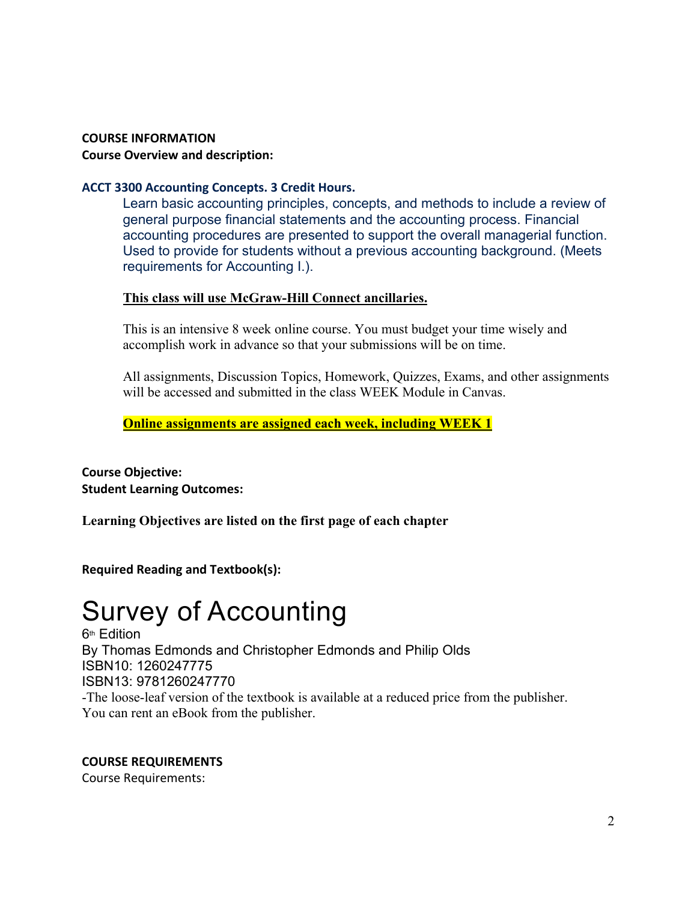## COURSE INFORMATION

**Course Overview and description:**

### ACCT 3300 Accounting Concepts. 3 Credit Hours.

Learn basic accounting principles, concepts, and methods to include a review of general purpose financial statements and the accounting process. Financial accounting procedures are presented to support the overall managerial function. Used to provide for students without a previous accounting background. (Meets requirements for Accounting I.).

**This class will use McGraw-Hill Connect ancillaries.**

This is an intensive 8 week online course. You must budget your time wisely and accomplish work in advance so that your submissions will be on time.

All assignments, Discussion Topics, Homework, Quizzes, Exams, and other assignments will be accessed and submitted in the class WEEK Module in Canvas.

**Online assignments are assigned each week, including WEEK 1**

**Course Objective:**
**Student Learning Outcomes:**

**Learning Objectives are listed on the first page of each chapter**

**Required Reading and Textbook(s):**

# Survey of Accounting

6th Edition
By Thomas Edmonds and Christopher Edmonds and Philip Olds
ISBN10: 1260247775
ISBN13: 9781260247770
-The loose-leaf version of the textbook is available at a reduced price from the publisher. You can rent an eBook from the publisher.

## COURSE REQUIREMENTS

Course Requirements: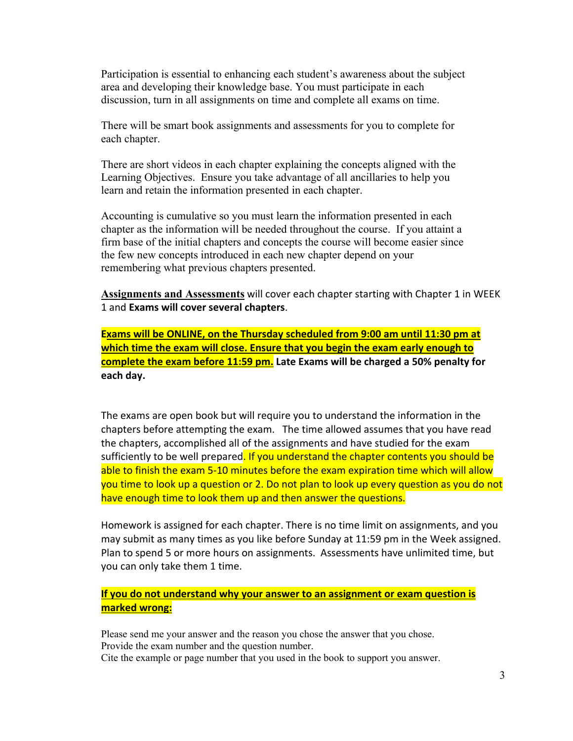Participation is essential to enhancing each student's awareness about the subject area and developing their knowledge base. You must participate in each discussion, turn in all assignments on time and complete all exams on time.

There will be smart book assignments and assessments for you to complete for each chapter.

There are short videos in each chapter explaining the concepts aligned with the Learning Objectives. Ensure you take advantage of all ancillaries to help you learn and retain the information presented in each chapter.

Accounting is cumulative so you must learn the information presented in each chapter as the information will be needed throughout the course. If you attaint a firm base of the initial chapters and concepts the course will become easier since the few new concepts introduced in each new chapter depend on your remembering what previous chapters presented.

**Assignments and Assessments** will cover each chapter starting with Chapter 1 in WEEK 1 and **Exams will cover several chapters**.

**Exams will be ONLINE, on the Thursday scheduled from 9:00 am until 11:30 pm at which time the exam will close. Ensure that you begin the exam early enough to complete the exam before 11:59 pm. Late Exams will be charged a 50% penalty for each day.**

The exams are open book but will require you to understand the information in the chapters before attempting the exam. The time allowed assumes that you have read the chapters, accomplished all of the assignments and have studied for the exam sufficiently to be well prepared. If you understand the chapter contents you should be able to finish the exam 5-10 minutes before the exam expiration time which will allow you time to look up a question or 2. Do not plan to look up every question as you do not have enough time to look them up and then answer the questions.

Homework is assigned for each chapter. There is no time limit on assignments, and you may submit as many times as you like before Sunday at 11:59 pm in the Week assigned. Plan to spend 5 or more hours on assignments. Assessments have unlimited time, but you can only take them 1 time.

**If you do not understand why your answer to an assignment or exam question is marked wrong:**

Please send me your answer and the reason you chose the answer that you chose.
Provide the exam number and the question number.
Cite the example or page number that you used in the book to support you answer.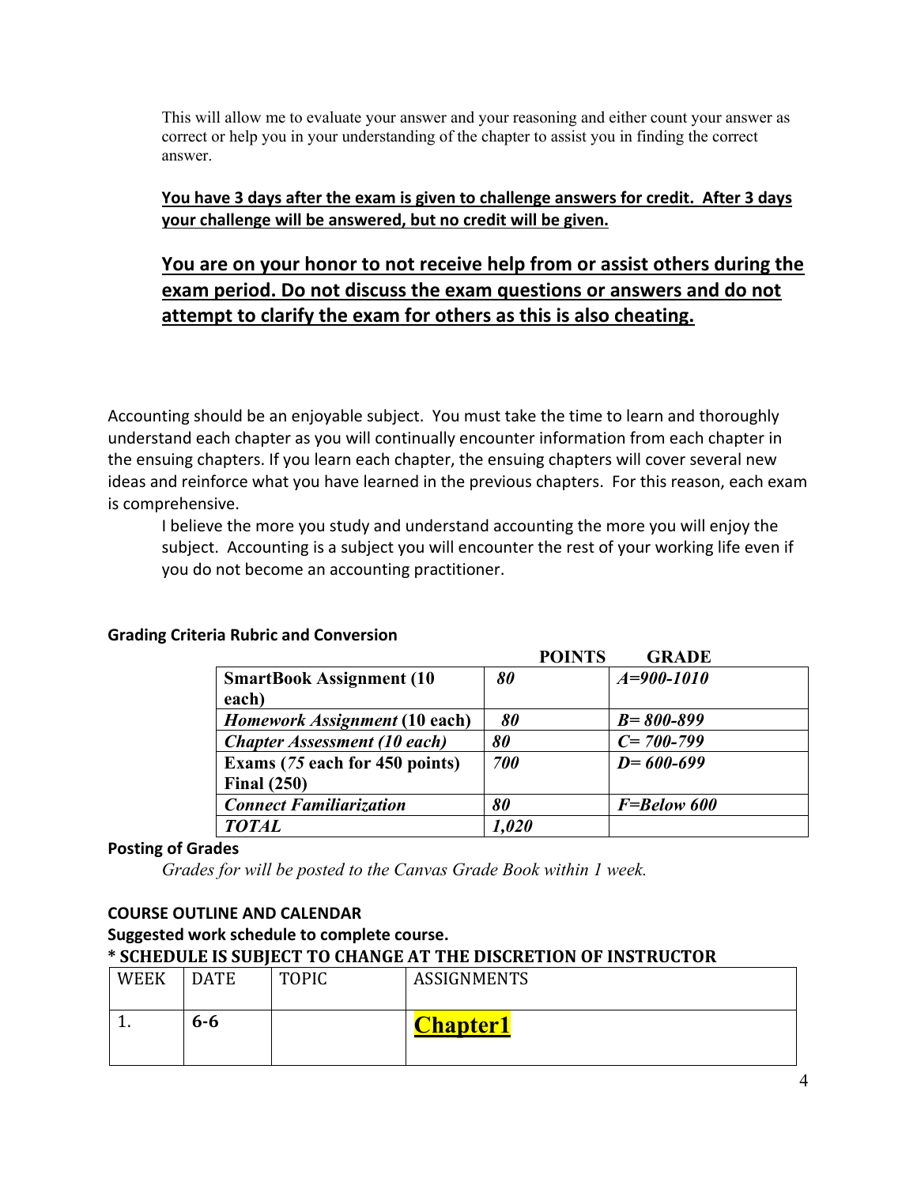This will allow me to evaluate your answer and your reasoning and either count your answer as correct or help you in your understanding of the chapter to assist you in finding the correct answer.

**You have 3 days after the exam is given to challenge answers for credit. After 3 days your challenge will be answered, but no credit will be given.**

**You are on your honor to not receive help from or assist others during the exam period. Do not discuss the exam questions or answers and do not attempt to clarify the exam for others as this is also cheating.**

Accounting should be an enjoyable subject. You must take the time to learn and thoroughly understand each chapter as you will continually encounter information from each chapter in the ensuing chapters. If you learn each chapter, the ensuing chapters will cover several new ideas and reinforce what you have learned in the previous chapters. For this reason, each exam is comprehensive.

I believe the more you study and understand accounting the more you will enjoy the subject. Accounting is a subject you will encounter the rest of your working life even if you do not become an accounting practitioner.

**Grading Criteria Rubric and Conversion**

| | **POINTS** | **GRADE** |
|---|---|---|
| **SmartBook Assignment (10 each)** | ***80*** | ***A=900-1010*** |
| ***Homework Assignment* (10 each)** | ***80*** | ***B= 800-899*** |
| ***Chapter Assessment (10 each)*** | ***80*** | ***C= 700-799*** |
| **Exams (*75* each for 450 points) Final (250)** | ***700*** | ***D= 600-699*** |
| ***Connect Familiarization*** | ***80*** | ***F=Below 600*** |
| ***TOTAL*** | ***1,020*** | |

**Posting of Grades**

*Grades for will be posted to the Canvas Grade Book within 1 week.*

**COURSE OUTLINE AND CALENDAR**

**Suggested work schedule to complete course.**

**\* SCHEDULE IS SUBJECT TO CHANGE AT THE DISCRETION OF INSTRUCTOR**

| WEEK | DATE | TOPIC | ASSIGNMENTS |
|---|---|---|---|
| 1. | **6-6** | | **Chapter1** |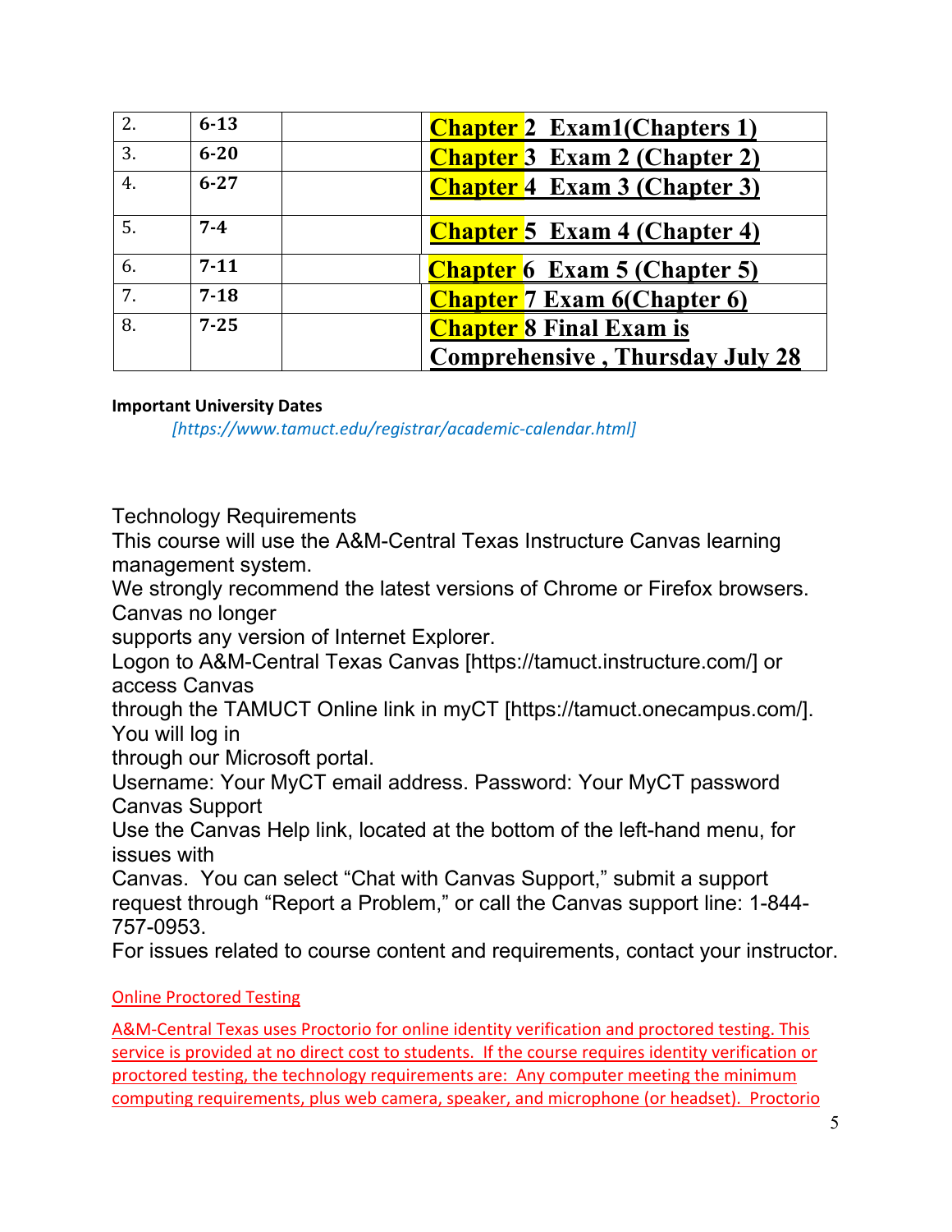| | | | |
|---|---|---|---|
| 2. | 6-13 | | **Chapter 2 Exam1(Chapters 1)** |
| 3. | 6-20 | | **Chapter 3 Exam 2 (Chapter 2)** |
| 4. | 6-27 | | **Chapter 4 Exam 3 (Chapter 3)** |
| 5. | 7-4 | | **Chapter 5 Exam 4 (Chapter 4)** |
| 6. | 7-11 | | **Chapter 6 Exam 5 (Chapter 5)** |
| 7. | 7-18 | | **Chapter 7 Exam 6(Chapter 6)** |
| 8. | 7-25 | | **Chapter 8 Final Exam is Comprehensive , Thursday July 28** |

**Important University Dates**

*[https://www.tamuct.edu/registrar/academic-calendar.html]*

Technology Requirements

This course will use the A&M-Central Texas Instructure Canvas learning management system.

We strongly recommend the latest versions of Chrome or Firefox browsers. Canvas no longer supports any version of Internet Explorer.

Logon to A&M-Central Texas Canvas [https://tamuct.instructure.com/] or access Canvas through the TAMUCT Online link in myCT [https://tamuct.onecampus.com/]. You will log in through our Microsoft portal.

Username: Your MyCT email address. Password: Your MyCT password

Canvas Support

Use the Canvas Help link, located at the bottom of the left-hand menu, for issues with Canvas. You can select "Chat with Canvas Support," submit a support request through "Report a Problem," or call the Canvas support line: 1-844-757-0953.

For issues related to course content and requirements, contact your instructor.

Online Proctored Testing

A&M-Central Texas uses Proctorio for online identity verification and proctored testing. This service is provided at no direct cost to students. If the course requires identity verification or proctored testing, the technology requirements are: Any computer meeting the minimum computing requirements, plus web camera, speaker, and microphone (or headset). Proctorio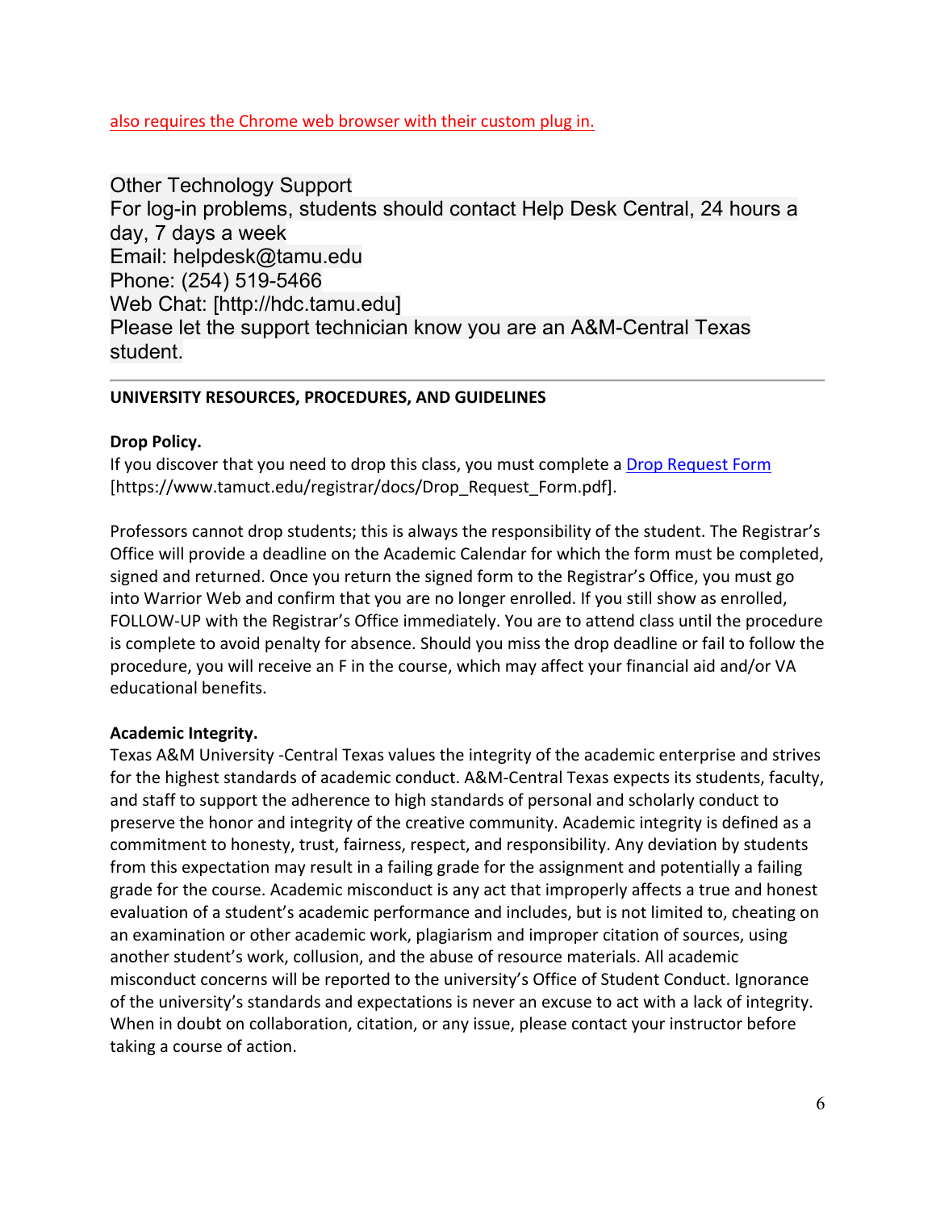also requires the Chrome web browser with their custom plug in.

Other Technology Support
For log-in problems, students should contact Help Desk Central, 24 hours a day, 7 days a week
Email: helpdesk@tamu.edu
Phone: (254) 519-5466
Web Chat: [http://hdc.tamu.edu]
Please let the support technician know you are an A&M-Central Texas student.

---

**UNIVERSITY RESOURCES, PROCEDURES, AND GUIDELINES**

**Drop Policy.**
If you discover that you need to drop this class, you must complete a Drop Request Form [https://www.tamuct.edu/registrar/docs/Drop_Request_Form.pdf].

Professors cannot drop students; this is always the responsibility of the student. The Registrar's Office will provide a deadline on the Academic Calendar for which the form must be completed, signed and returned. Once you return the signed form to the Registrar's Office, you must go into Warrior Web and confirm that you are no longer enrolled. If you still show as enrolled, FOLLOW-UP with the Registrar's Office immediately. You are to attend class until the procedure is complete to avoid penalty for absence. Should you miss the drop deadline or fail to follow the procedure, you will receive an F in the course, which may affect your financial aid and/or VA educational benefits.

**Academic Integrity.**
Texas A&M University -Central Texas values the integrity of the academic enterprise and strives for the highest standards of academic conduct. A&M-Central Texas expects its students, faculty, and staff to support the adherence to high standards of personal and scholarly conduct to preserve the honor and integrity of the creative community. Academic integrity is defined as a commitment to honesty, trust, fairness, respect, and responsibility. Any deviation by students from this expectation may result in a failing grade for the assignment and potentially a failing grade for the course. Academic misconduct is any act that improperly affects a true and honest evaluation of a student's academic performance and includes, but is not limited to, cheating on an examination or other academic work, plagiarism and improper citation of sources, using another student's work, collusion, and the abuse of resource materials. All academic misconduct concerns will be reported to the university's Office of Student Conduct. Ignorance of the university's standards and expectations is never an excuse to act with a lack of integrity. When in doubt on collaboration, citation, or any issue, please contact your instructor before taking a course of action.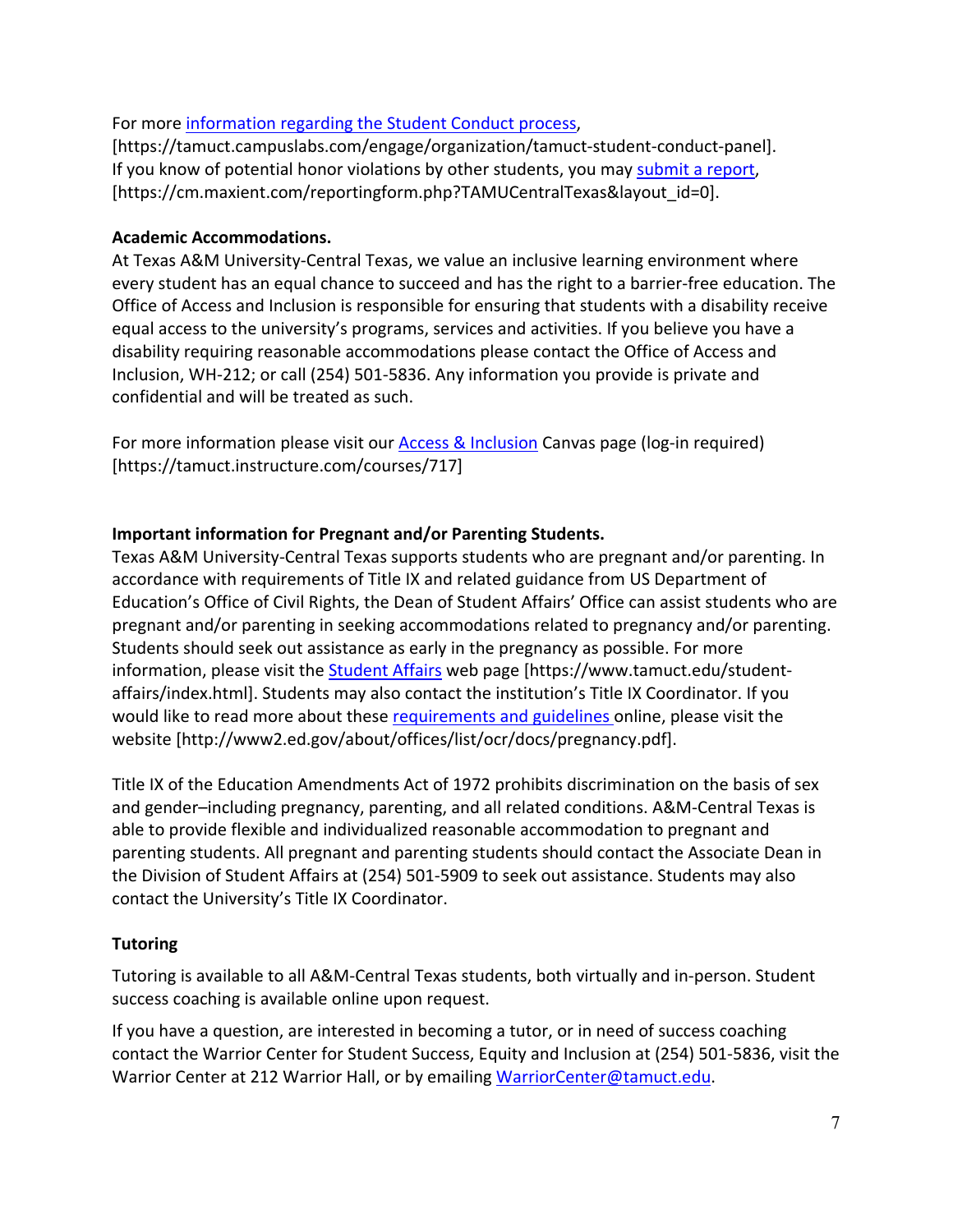For more [information regarding the Student Conduct process](https://tamuct.campuslabs.com/engage/organization/tamuct-student-conduct-panel), [https://tamuct.campuslabs.com/engage/organization/tamuct-student-conduct-panel]. If you know of potential honor violations by other students, you may [submit a report](https://cm.maxient.com/reportingform.php?TAMUCentralTexas&layout_id=0), [https://cm.maxient.com/reportingform.php?TAMUCentralTexas&layout_id=0].

**Academic Accommodations.**

At Texas A&M University-Central Texas, we value an inclusive learning environment where every student has an equal chance to succeed and has the right to a barrier-free education. The Office of Access and Inclusion is responsible for ensuring that students with a disability receive equal access to the university's programs, services and activities. If you believe you have a disability requiring reasonable accommodations please contact the Office of Access and Inclusion, WH-212; or call (254) 501-5836. Any information you provide is private and confidential and will be treated as such.

For more information please visit our [Access & Inclusion](https://tamuct.instructure.com/courses/717) Canvas page (log-in required) [https://tamuct.instructure.com/courses/717]

**Important information for Pregnant and/or Parenting Students.**

Texas A&M University-Central Texas supports students who are pregnant and/or parenting. In accordance with requirements of Title IX and related guidance from US Department of Education's Office of Civil Rights, the Dean of Student Affairs' Office can assist students who are pregnant and/or parenting in seeking accommodations related to pregnancy and/or parenting. Students should seek out assistance as early in the pregnancy as possible. For more information, please visit the [Student Affairs](https://www.tamuct.edu/student-affairs/index.html) web page [https://www.tamuct.edu/student-affairs/index.html]. Students may also contact the institution's Title IX Coordinator. If you would like to read more about these [requirements and guidelines](http://www2.ed.gov/about/offices/list/ocr/docs/pregnancy.pdf) online, please visit the website [http://www2.ed.gov/about/offices/list/ocr/docs/pregnancy.pdf].

Title IX of the Education Amendments Act of 1972 prohibits discrimination on the basis of sex and gender–including pregnancy, parenting, and all related conditions. A&M-Central Texas is able to provide flexible and individualized reasonable accommodation to pregnant and parenting students. All pregnant and parenting students should contact the Associate Dean in the Division of Student Affairs at (254) 501-5909 to seek out assistance. Students may also contact the University's Title IX Coordinator.

**Tutoring**

Tutoring is available to all A&M-Central Texas students, both virtually and in-person. Student success coaching is available online upon request.

If you have a question, are interested in becoming a tutor, or in need of success coaching contact the Warrior Center for Student Success, Equity and Inclusion at (254) 501-5836, visit the Warrior Center at 212 Warrior Hall, or by emailing [WarriorCenter@tamuct.edu](mailto:WarriorCenter@tamuct.edu).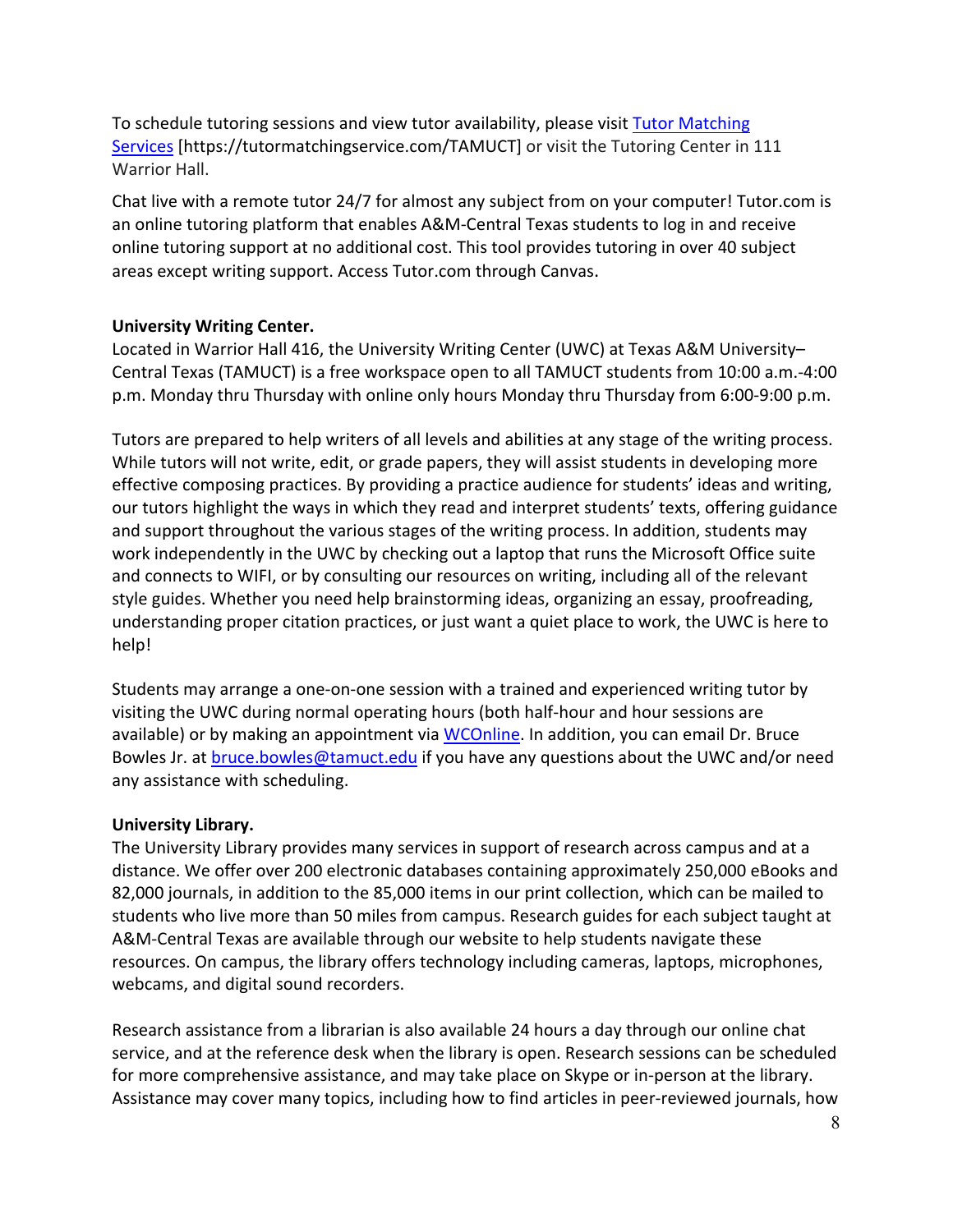To schedule tutoring sessions and view tutor availability, please visit [Tutor Matching Services](https://tutormatchingservice.com/TAMUCT) [https://tutormatchingservice.com/TAMUCT] or visit the Tutoring Center in 111 Warrior Hall.

Chat live with a remote tutor 24/7 for almost any subject from on your computer! Tutor.com is an online tutoring platform that enables A&M-Central Texas students to log in and receive online tutoring support at no additional cost. This tool provides tutoring in over 40 subject areas except writing support. Access Tutor.com through Canvas.

**University Writing Center.**
Located in Warrior Hall 416, the University Writing Center (UWC) at Texas A&M University–Central Texas (TAMUCT) is a free workspace open to all TAMUCT students from 10:00 a.m.-4:00 p.m. Monday thru Thursday with online only hours Monday thru Thursday from 6:00-9:00 p.m.

Tutors are prepared to help writers of all levels and abilities at any stage of the writing process. While tutors will not write, edit, or grade papers, they will assist students in developing more effective composing practices. By providing a practice audience for students' ideas and writing, our tutors highlight the ways in which they read and interpret students' texts, offering guidance and support throughout the various stages of the writing process. In addition, students may work independently in the UWC by checking out a laptop that runs the Microsoft Office suite and connects to WIFI, or by consulting our resources on writing, including all of the relevant style guides. Whether you need help brainstorming ideas, organizing an essay, proofreading, understanding proper citation practices, or just want a quiet place to work, the UWC is here to help!

Students may arrange a one-on-one session with a trained and experienced writing tutor by visiting the UWC during normal operating hours (both half-hour and hour sessions are available) or by making an appointment via WCOnline. In addition, you can email Dr. Bruce Bowles Jr. at bruce.bowles@tamuct.edu if you have any questions about the UWC and/or need any assistance with scheduling.

**University Library.**
The University Library provides many services in support of research across campus and at a distance. We offer over 200 electronic databases containing approximately 250,000 eBooks and 82,000 journals, in addition to the 85,000 items in our print collection, which can be mailed to students who live more than 50 miles from campus. Research guides for each subject taught at A&M-Central Texas are available through our website to help students navigate these resources. On campus, the library offers technology including cameras, laptops, microphones, webcams, and digital sound recorders.

Research assistance from a librarian is also available 24 hours a day through our online chat service, and at the reference desk when the library is open. Research sessions can be scheduled for more comprehensive assistance, and may take place on Skype or in-person at the library. Assistance may cover many topics, including how to find articles in peer-reviewed journals, how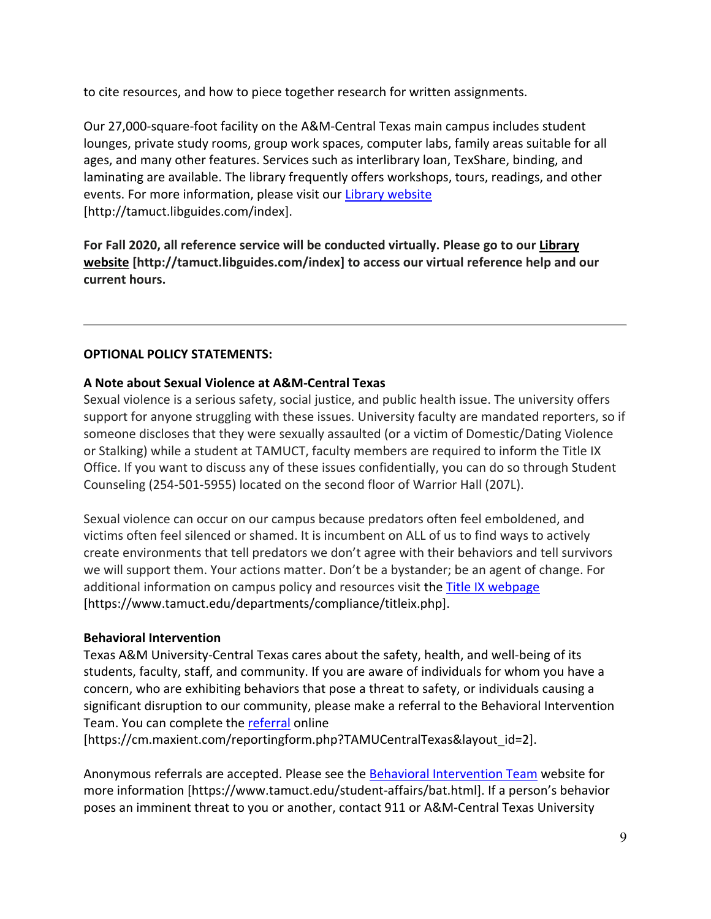to cite resources, and how to piece together research for written assignments.

Our 27,000-square-foot facility on the A&M-Central Texas main campus includes student lounges, private study rooms, group work spaces, computer labs, family areas suitable for all ages, and many other features. Services such as interlibrary loan, TexShare, binding, and laminating are available. The library frequently offers workshops, tours, readings, and other events. For more information, please visit our Library website [http://tamuct.libguides.com/index].

**For Fall 2020, all reference service will be conducted virtually. Please go to our Library website [http://tamuct.libguides.com/index] to access our virtual reference help and our current hours.**

---

**OPTIONAL POLICY STATEMENTS:**

**A Note about Sexual Violence at A&M-Central Texas**

Sexual violence is a serious safety, social justice, and public health issue. The university offers support for anyone struggling with these issues. University faculty are mandated reporters, so if someone discloses that they were sexually assaulted (or a victim of Domestic/Dating Violence or Stalking) while a student at TAMUCT, faculty members are required to inform the Title IX Office. If you want to discuss any of these issues confidentially, you can do so through Student Counseling (254-501-5955) located on the second floor of Warrior Hall (207L).

Sexual violence can occur on our campus because predators often feel emboldened, and victims often feel silenced or shamed. It is incumbent on ALL of us to find ways to actively create environments that tell predators we don't agree with their behaviors and tell survivors we will support them. Your actions matter. Don't be a bystander; be an agent of change. For additional information on campus policy and resources visit the Title IX webpage [https://www.tamuct.edu/departments/compliance/titleix.php].

**Behavioral Intervention**

Texas A&M University-Central Texas cares about the safety, health, and well-being of its students, faculty, staff, and community. If you are aware of individuals for whom you have a concern, who are exhibiting behaviors that pose a threat to safety, or individuals causing a significant disruption to our community, please make a referral to the Behavioral Intervention Team. You can complete the referral online [https://cm.maxient.com/reportingform.php?TAMUCentralTexas&layout_id=2].

Anonymous referrals are accepted. Please see the Behavioral Intervention Team website for more information [https://www.tamuct.edu/student-affairs/bat.html]. If a person's behavior poses an imminent threat to you or another, contact 911 or A&M-Central Texas University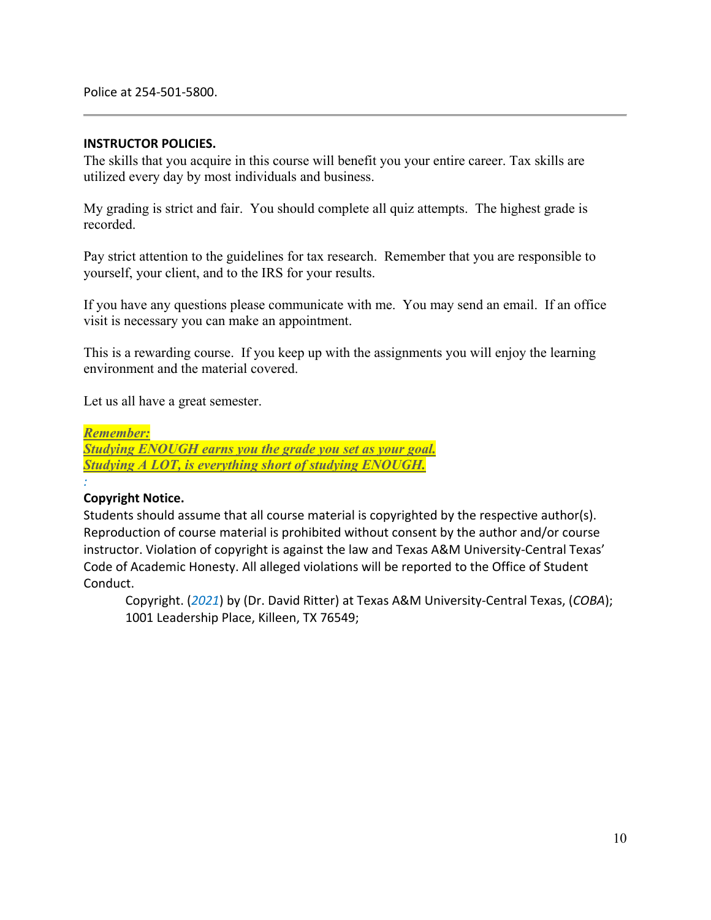Police at 254-501-5800.

---

**INSTRUCTOR POLICIES.**

The skills that you acquire in this course will benefit you your entire career. Tax skills are utilized every day by most individuals and business.

My grading is strict and fair. You should complete all quiz attempts. The highest grade is recorded.

Pay strict attention to the guidelines for tax research. Remember that you are responsible to yourself, your client, and to the IRS for your results.

If you have any questions please communicate with me. You may send an email. If an office visit is necessary you can make an appointment.

This is a rewarding course. If you keep up with the assignments you will enjoy the learning environment and the material covered.

Let us all have a great semester.

***Remember:***
***Studying ENOUGH earns you the grade you set as your goal.***
***Studying A LOT, is everything short of studying ENOUGH.***
*:*

**Copyright Notice.**

Students should assume that all course material is copyrighted by the respective author(s). Reproduction of course material is prohibited without consent by the author and/or course instructor. Violation of copyright is against the law and Texas A&M University-Central Texas' Code of Academic Honesty. All alleged violations will be reported to the Office of Student Conduct.

Copyright. (*2021*) by (Dr. David Ritter) at Texas A&M University-Central Texas, (*COBA*); 1001 Leadership Place, Killeen, TX 76549;